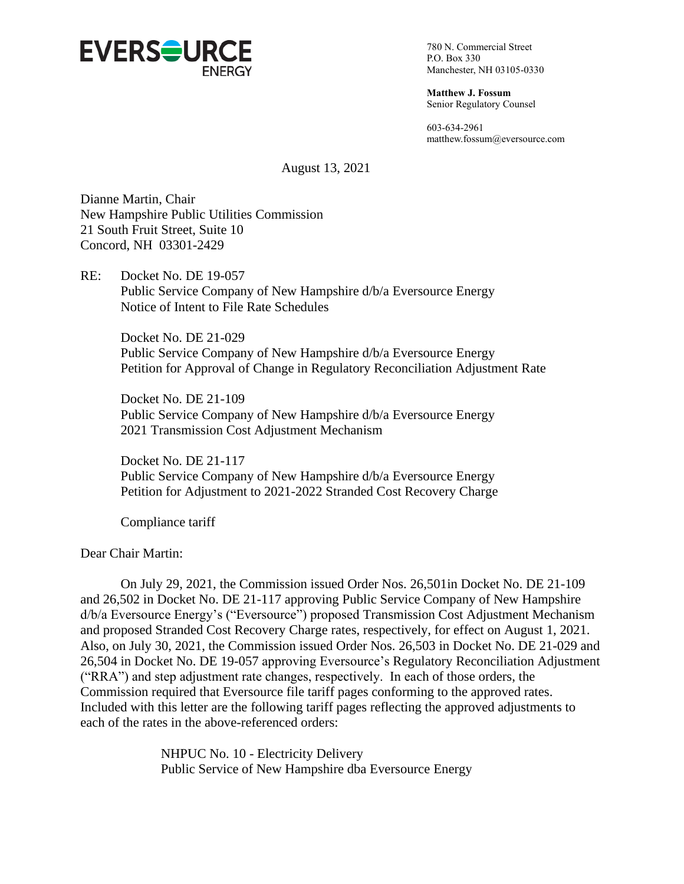**EVERSOURCE ENERGY**

780 N. Commercial Street
P.O. Box 330
Manchester, NH 03105-0330

**Matthew J. Fossum**
Senior Regulatory Counsel

603-634-2961
matthew.fossum@eversource.com

August 13, 2021

Dianne Martin, Chair
New Hampshire Public Utilities Commission
21 South Fruit Street, Suite 10
Concord, NH 03301-2429

RE: Docket No. DE 19-057
Public Service Company of New Hampshire d/b/a Eversource Energy
Notice of Intent to File Rate Schedules

Docket No. DE 21-029
Public Service Company of New Hampshire d/b/a Eversource Energy
Petition for Approval of Change in Regulatory Reconciliation Adjustment Rate

Docket No. DE 21-109
Public Service Company of New Hampshire d/b/a Eversource Energy
2021 Transmission Cost Adjustment Mechanism

Docket No. DE 21-117
Public Service Company of New Hampshire d/b/a Eversource Energy
Petition for Adjustment to 2021-2022 Stranded Cost Recovery Charge

Compliance tariff

Dear Chair Martin:

On July 29, 2021, the Commission issued Order Nos. 26,501in Docket No. DE 21-109 and 26,502 in Docket No. DE 21-117 approving Public Service Company of New Hampshire d/b/a Eversource Energy's ("Eversource") proposed Transmission Cost Adjustment Mechanism and proposed Stranded Cost Recovery Charge rates, respectively, for effect on August 1, 2021. Also, on July 30, 2021, the Commission issued Order Nos. 26,503 in Docket No. DE 21-029 and 26,504 in Docket No. DE 19-057 approving Eversource's Regulatory Reconciliation Adjustment ("RRA") and step adjustment rate changes, respectively. In each of those orders, the Commission required that Eversource file tariff pages conforming to the approved rates. Included with this letter are the following tariff pages reflecting the approved adjustments to each of the rates in the above-referenced orders:

NHPUC No. 10 - Electricity Delivery
Public Service of New Hampshire dba Eversource Energy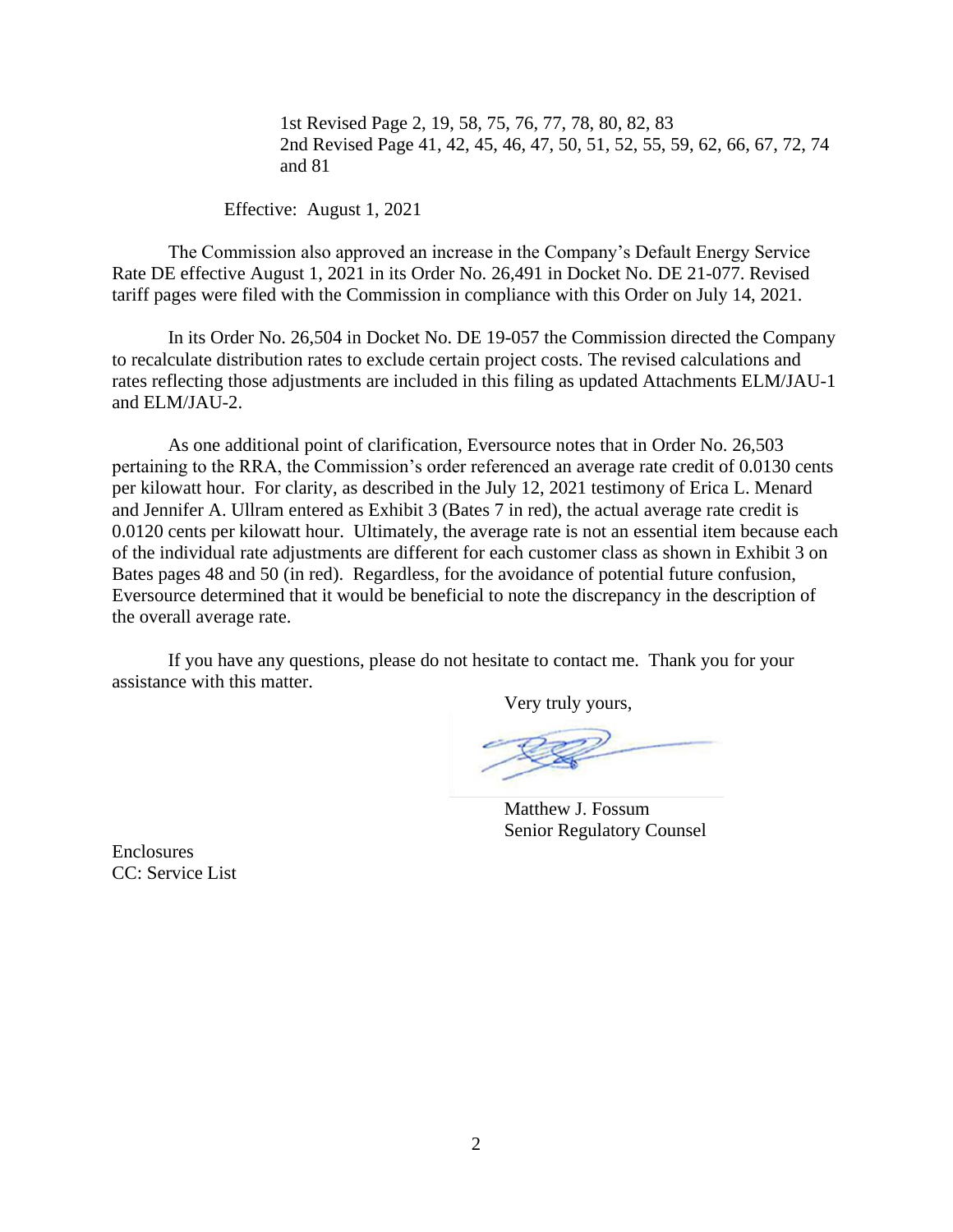1st Revised Page 2, 19, 58, 75, 76, 77, 78, 80, 82, 83
2nd Revised Page 41, 42, 45, 46, 47, 50, 51, 52, 55, 59, 62, 66, 67, 72, 74 and 81

Effective: August 1, 2021

The Commission also approved an increase in the Company's Default Energy Service Rate DE effective August 1, 2021 in its Order No. 26,491 in Docket No. DE 21-077. Revised tariff pages were filed with the Commission in compliance with this Order on July 14, 2021.

In its Order No. 26,504 in Docket No. DE 19-057 the Commission directed the Company to recalculate distribution rates to exclude certain project costs. The revised calculations and rates reflecting those adjustments are included in this filing as updated Attachments ELM/JAU-1 and ELM/JAU-2.

As one additional point of clarification, Eversource notes that in Order No. 26,503 pertaining to the RRA, the Commission's order referenced an average rate credit of 0.0130 cents per kilowatt hour. For clarity, as described in the July 12, 2021 testimony of Erica L. Menard and Jennifer A. Ullram entered as Exhibit 3 (Bates 7 in red), the actual average rate credit is 0.0120 cents per kilowatt hour. Ultimately, the average rate is not an essential item because each of the individual rate adjustments are different for each customer class as shown in Exhibit 3 on Bates pages 48 and 50 (in red). Regardless, for the avoidance of potential future confusion, Eversource determined that it would be beneficial to note the discrepancy in the description of the overall average rate.

If you have any questions, please do not hesitate to contact me. Thank you for your assistance with this matter.

Very truly yours,

Matthew J. Fossum
Senior Regulatory Counsel

Enclosures
CC: Service List